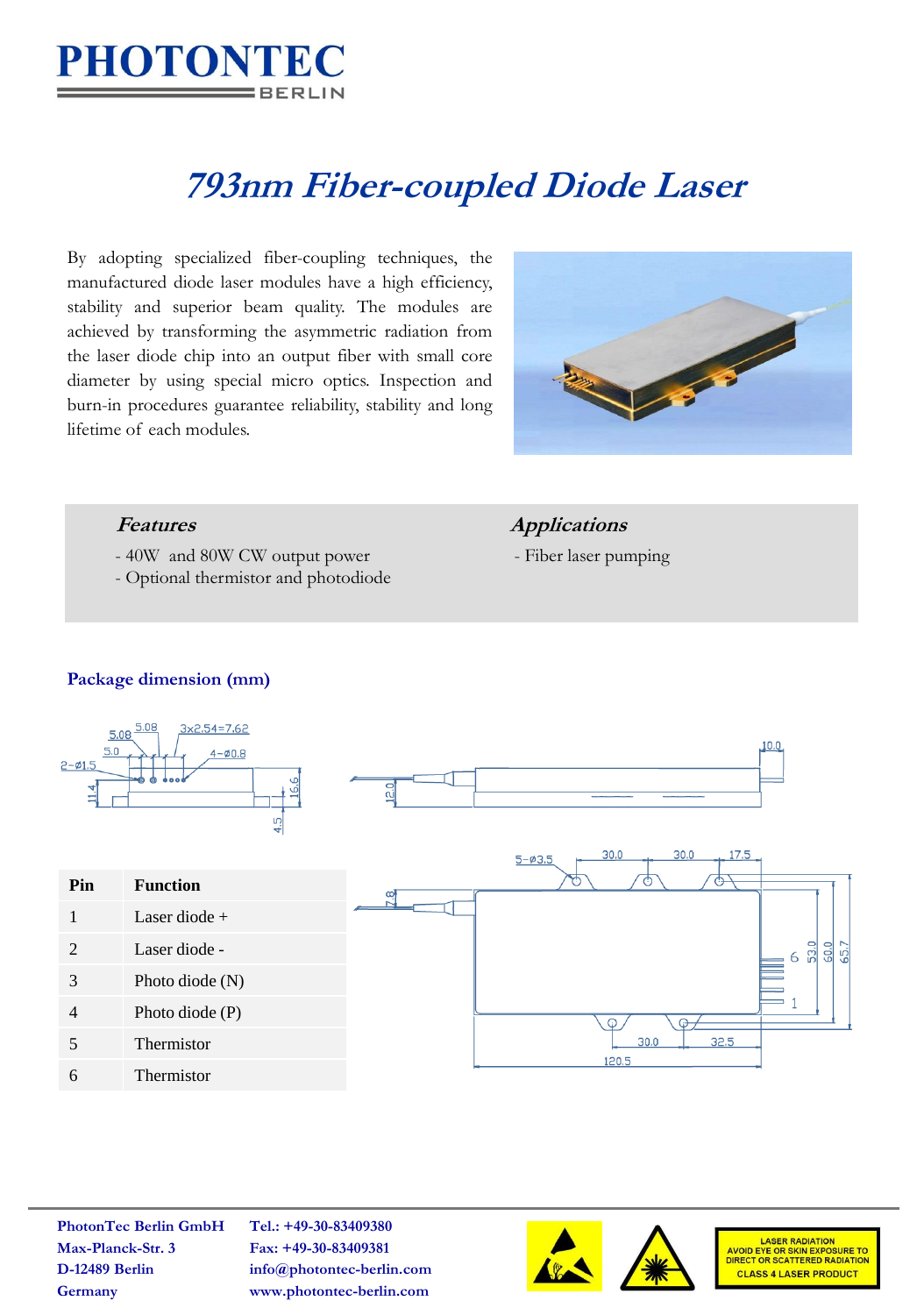# PHOTONTEC BERLIN

# *793nm Fiber-coupled Diode Laser*

By adopting specialized fiber-coupling techniques, the manufactured diode laser modules have a high efficiency, stability and superior beam quality. The modules are achieved by transforming the asymmetric radiation from the laser diode chip into an output fiber with small core diameter by using special micro optics. Inspection and burn-in procedures guarantee reliability, stability and long lifetime of each modules.

### *Features*

- 40W and 80W CW output power
- Optional thermistor and photodiode

### *Applications*

- Fiber laser pumping

## Package dimension (mm)

| Pin | Function |
|---|---|
| 1 | Laser diode + |
| 2 | Laser diode - |
| 3 | Photo diode (N) |
| 4 | Photo diode (P) |
| 5 | Thermistor |
| 6 | Thermistor |

**PhotonTec Berlin GmbH**
**Max-Planck-Str. 3**
**D-12489 Berlin**
**Germany**

**Tel.: +49-30-83409380**
**Fax: +49-30-83409381**
**info@photontec-berlin.com**
**www.photontec-berlin.com**

LASER RADIATION
AVOID EYE OR SKIN EXPOSURE TO DIRECT OR SCATTERED RADIATION
CLASS 4 LASER PRODUCT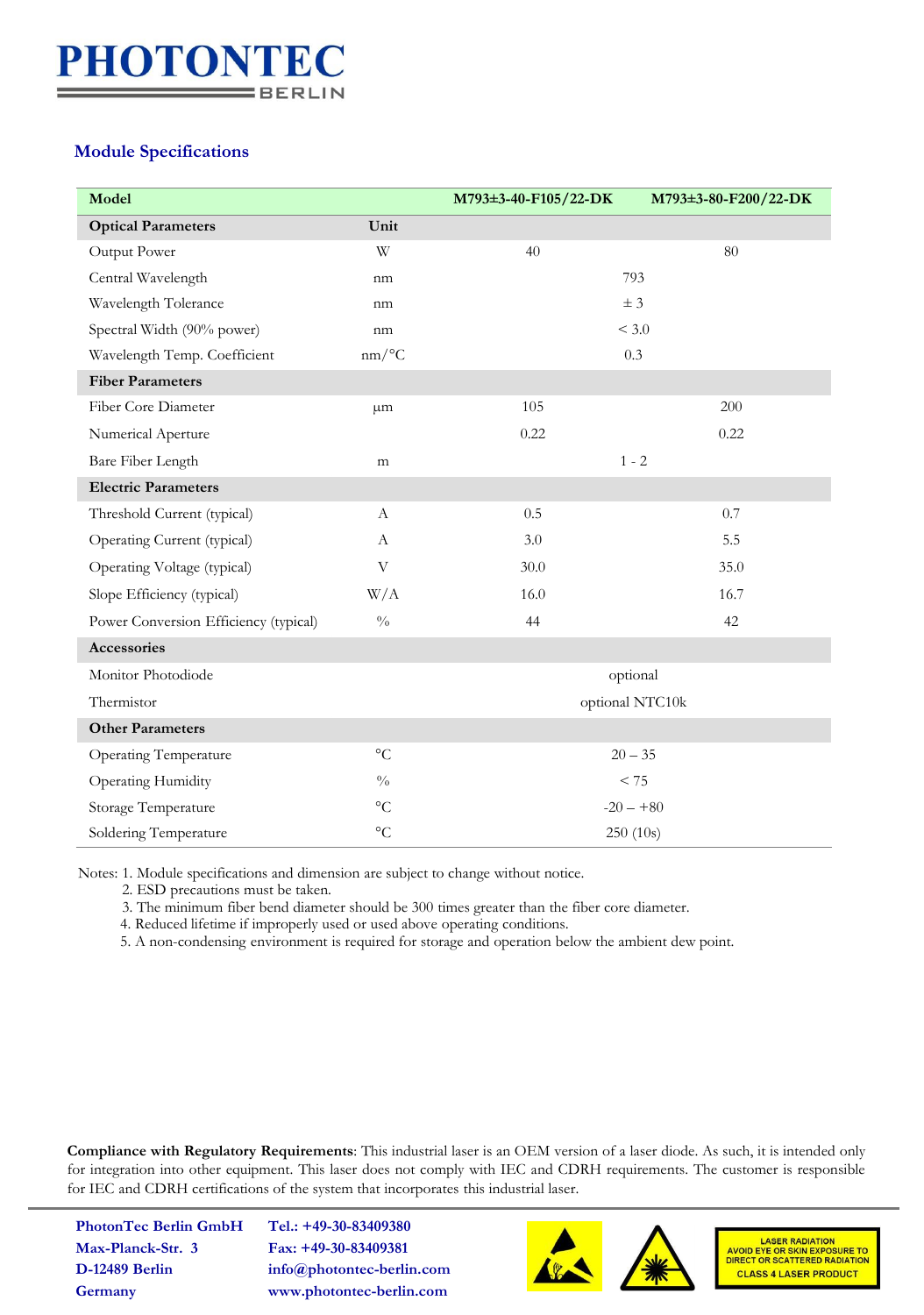## Module Specifications

| Model | | M793±3-40-F105/22-DK | M793±3-80-F200/22-DK |
|---|---|---|---|
| **Optical Parameters** | **Unit** | | |
| Output Power | W | 40 | 80 |
| Central Wavelength | nm | 793 | |
| Wavelength Tolerance | nm | ± 3 | |
| Spectral Width (90% power) | nm | < 3.0 | |
| Wavelength Temp. Coefficient | nm/°C | 0.3 | |
| **Fiber Parameters** | | | |
| Fiber Core Diameter | µm | 105 | 200 |
| Numerical Aperture | | 0.22 | 0.22 |
| Bare Fiber Length | m | 1 - 2 | |
| **Electric Parameters** | | | |
| Threshold Current (typical) | A | 0.5 | 0.7 |
| Operating Current (typical) | A | 3.0 | 5.5 |
| Operating Voltage (typical) | V | 30.0 | 35.0 |
| Slope Efficiency (typical) | W/A | 16.0 | 16.7 |
| Power Conversion Efficiency (typical) | % | 44 | 42 |
| **Accessories** | | | |
| Monitor Photodiode | | optional | |
| Thermistor | | optional NTC10k | |
| **Other Parameters** | | | |
| Operating Temperature | °C | 20 – 35 | |
| Operating Humidity | % | < 75 | |
| Storage Temperature | °C | -20 – +80 | |
| Soldering Temperature | °C | 250 (10s) | |

Notes: 1. Module specifications and dimension are subject to change without notice.
2. ESD precautions must be taken.
3. The minimum fiber bend diameter should be 300 times greater than the fiber core diameter.
4. Reduced lifetime if improperly used or used above operating conditions.
5. A non-condensing environment is required for storage and operation below the ambient dew point.

**Compliance with Regulatory Requirements**: This industrial laser is an OEM version of a laser diode. As such, it is intended only for integration into other equipment. This laser does not comply with IEC and CDRH requirements. The customer is responsible for IEC and CDRH certifications of the system that incorporates this industrial laser.

**PhotonTec Berlin GmbH**
**Max-Planck-Str. 3**
**D-12489 Berlin**
**Germany**

**Tel.: +49-30-83409380**
**Fax: +49-30-83409381**
**info@photontec-berlin.com**
**www.photontec-berlin.com**

LASER RADIATION
AVOID EYE OR SKIN EXPOSURE TO DIRECT OR SCATTERED RADIATION
CLASS 4 LASER PRODUCT